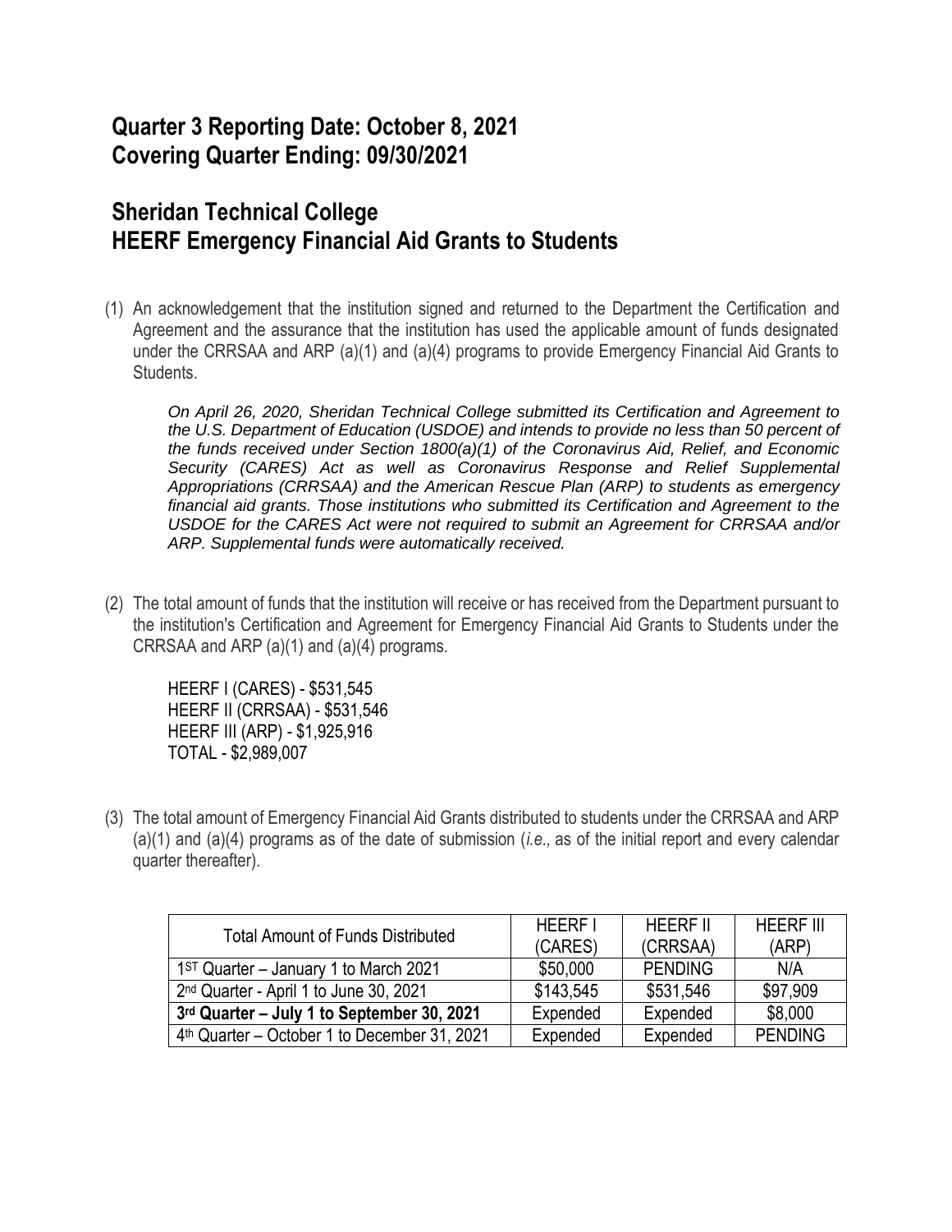# Quarter 3 Reporting Date: October 8, 2021
# Covering Quarter Ending: 09/30/2021

# Sheridan Technical College
# HEERF Emergency Financial Aid Grants to Students

(1) An acknowledgement that the institution signed and returned to the Department the Certification and Agreement and the assurance that the institution has used the applicable amount of funds designated under the CRRSAA and ARP (a)(1) and (a)(4) programs to provide Emergency Financial Aid Grants to Students.

*On April 26, 2020, Sheridan Technical College submitted its Certification and Agreement to the U.S. Department of Education (USDOE) and intends to provide no less than 50 percent of the funds received under Section 1800(a)(1) of the Coronavirus Aid, Relief, and Economic Security (CARES) Act as well as Coronavirus Response and Relief Supplemental Appropriations (CRRSAA) and the American Rescue Plan (ARP) to students as emergency financial aid grants. Those institutions who submitted its Certification and Agreement to the USDOE for the CARES Act were not required to submit an Agreement for CRRSAA and/or ARP. Supplemental funds were automatically received.*

(2) The total amount of funds that the institution will receive or has received from the Department pursuant to the institution's Certification and Agreement for Emergency Financial Aid Grants to Students under the CRRSAA and ARP (a)(1) and (a)(4) programs.

HEERF I (CARES) - $531,545
HEERF II (CRRSAA) - $531,546
HEERF III (ARP) - $1,925,916
TOTAL - $2,989,007

(3) The total amount of Emergency Financial Aid Grants distributed to students under the CRRSAA and ARP (a)(1) and (a)(4) programs as of the date of submission (*i.e.,* as of the initial report and every calendar quarter thereafter).

| Total Amount of Funds Distributed | HEERF I (CARES) | HEERF II (CRRSAA) | HEERF III (ARP) |
|---|---|---|---|
| 1ST Quarter – January 1 to March 2021 | $50,000 | PENDING | N/A |
| 2nd Quarter - April 1 to June 30, 2021 | $143,545 | $531,546 | $97,909 |
| **3rd Quarter – July 1 to September 30, 2021** | Expended | Expended | $8,000 |
| 4th Quarter – October 1 to December 31, 2021 | Expended | Expended | PENDING |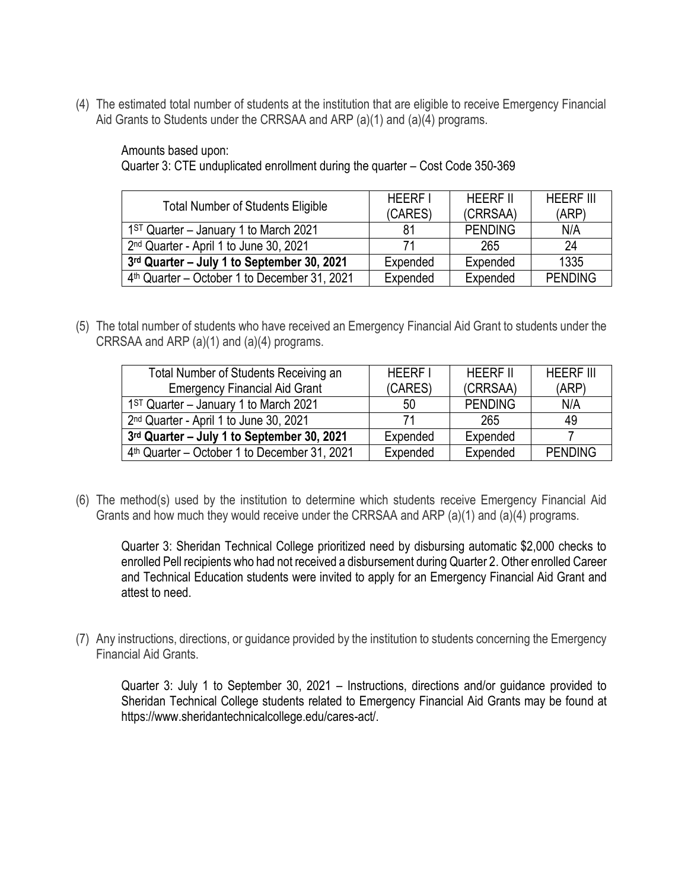(4) The estimated total number of students at the institution that are eligible to receive Emergency Financial Aid Grants to Students under the CRRSAA and ARP (a)(1) and (a)(4) programs.

Amounts based upon:
Quarter 3: CTE unduplicated enrollment during the quarter – Cost Code 350-369

| Total Number of Students Eligible | HEERF I (CARES) | HEERF II (CRRSAA) | HEERF III (ARP) |
|---|---|---|---|
| 1ST Quarter – January 1 to March 2021 | 81 | PENDING | N/A |
| 2nd Quarter - April 1 to June 30, 2021 | 71 | 265 | 24 |
| **3rd Quarter – July 1 to September 30, 2021** | Expended | Expended | 1335 |
| 4th Quarter – October 1 to December 31, 2021 | Expended | Expended | PENDING |

(5) The total number of students who have received an Emergency Financial Aid Grant to students under the CRRSAA and ARP (a)(1) and (a)(4) programs.

| Total Number of Students Receiving an Emergency Financial Aid Grant | HEERF I (CARES) | HEERF II (CRRSAA) | HEERF III (ARP) |
|---|---|---|---|
| 1ST Quarter – January 1 to March 2021 | 50 | PENDING | N/A |
| 2nd Quarter - April 1 to June 30, 2021 | 71 | 265 | 49 |
| **3rd Quarter – July 1 to September 30, 2021** | Expended | Expended | 7 |
| 4th Quarter – October 1 to December 31, 2021 | Expended | Expended | PENDING |

(6) The method(s) used by the institution to determine which students receive Emergency Financial Aid Grants and how much they would receive under the CRRSAA and ARP (a)(1) and (a)(4) programs.

Quarter 3: Sheridan Technical College prioritized need by disbursing automatic $2,000 checks to enrolled Pell recipients who had not received a disbursement during Quarter 2. Other enrolled Career and Technical Education students were invited to apply for an Emergency Financial Aid Grant and attest to need.

(7) Any instructions, directions, or guidance provided by the institution to students concerning the Emergency Financial Aid Grants.

Quarter 3: July 1 to September 30, 2021 – Instructions, directions and/or guidance provided to Sheridan Technical College students related to Emergency Financial Aid Grants may be found at https://www.sheridantechnicalcollege.edu/cares-act/.